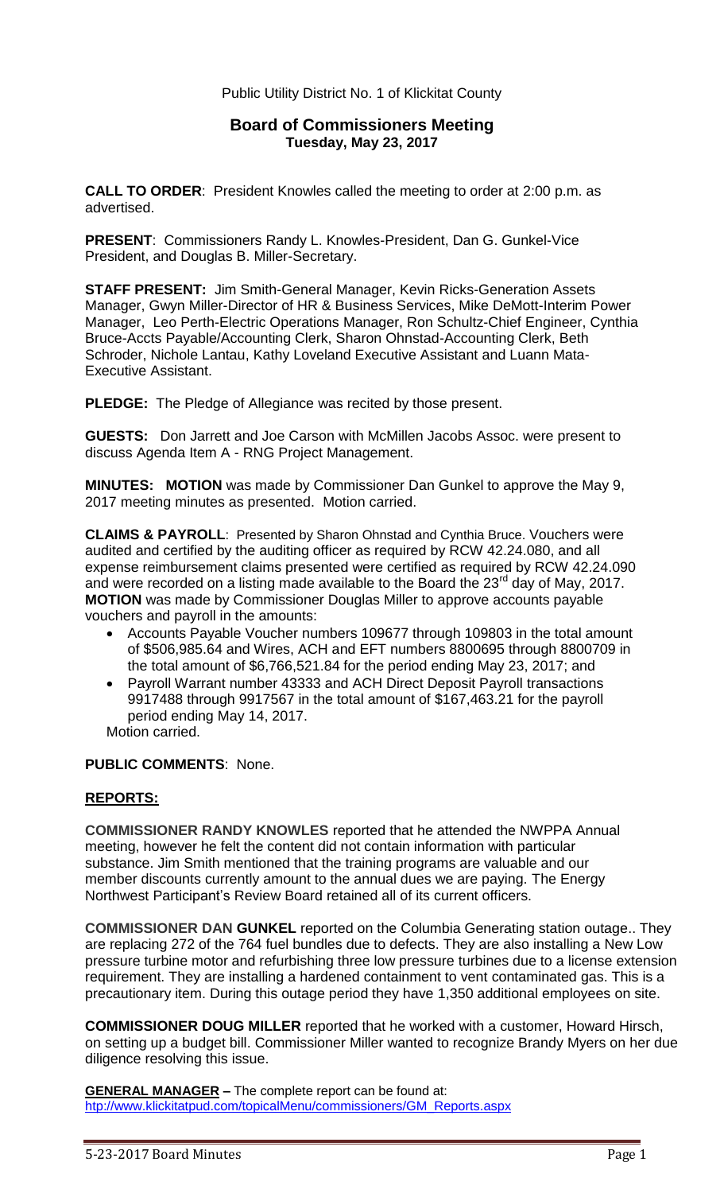Public Utility District No. 1 of Klickitat County

## Board of Commissioners Meeting
**Tuesday, May 23, 2017**

**CALL TO ORDER**: President Knowles called the meeting to order at 2:00 p.m. as advertised.

**PRESENT**: Commissioners Randy L. Knowles-President, Dan G. Gunkel-Vice President, and Douglas B. Miller-Secretary.

**STAFF PRESENT:** Jim Smith-General Manager, Kevin Ricks-Generation Assets Manager, Gwyn Miller-Director of HR & Business Services, Mike DeMott-Interim Power Manager, Leo Perth-Electric Operations Manager, Ron Schultz-Chief Engineer, Cynthia Bruce-Accts Payable/Accounting Clerk, Sharon Ohnstad-Accounting Clerk, Beth Schroder, Nichole Lantau, Kathy Loveland Executive Assistant and Luann Mata-Executive Assistant.

**PLEDGE:** The Pledge of Allegiance was recited by those present.

**GUESTS:** Don Jarrett and Joe Carson with McMillen Jacobs Assoc. were present to discuss Agenda Item A - RNG Project Management.

**MINUTES: MOTION** was made by Commissioner Dan Gunkel to approve the May 9, 2017 meeting minutes as presented. Motion carried.

**CLAIMS & PAYROLL**: Presented by Sharon Ohnstad and Cynthia Bruce. Vouchers were audited and certified by the auditing officer as required by RCW 42.24.080, and all expense reimbursement claims presented were certified as required by RCW 42.24.090 and were recorded on a listing made available to the Board the 23rd day of May, 2017. **MOTION** was made by Commissioner Douglas Miller to approve accounts payable vouchers and payroll in the amounts:

- Accounts Payable Voucher numbers 109677 through 109803 in the total amount of $506,985.64 and Wires, ACH and EFT numbers 8800695 through 8800709 in the total amount of $6,766,521.84 for the period ending May 23, 2017; and
- Payroll Warrant number 43333 and ACH Direct Deposit Payroll transactions 9917488 through 9917567 in the total amount of $167,463.21 for the payroll period ending May 14, 2017.

Motion carried.

**PUBLIC COMMENTS**: None.

## REPORTS:

**COMMISSIONER RANDY KNOWLES** reported that he attended the NWPPA Annual meeting, however he felt the content did not contain information with particular substance. Jim Smith mentioned that the training programs are valuable and our member discounts currently amount to the annual dues we are paying. The Energy Northwest Participant's Review Board retained all of its current officers.

**COMMISSIONER DAN GUNKEL** reported on the Columbia Generating station outage.. They are replacing 272 of the 764 fuel bundles due to defects. They are also installing a New Low pressure turbine motor and refurbishing three low pressure turbines due to a license extension requirement. They are installing a hardened containment to vent contaminated gas. This is a precautionary item. During this outage period they have 1,350 additional employees on site.

**COMMISSIONER DOUG MILLER** reported that he worked with a customer, Howard Hirsch, on setting up a budget bill. Commissioner Miller wanted to recognize Brandy Myers on her due diligence resolving this issue.

**GENERAL MANAGER –** The complete report can be found at: htp://www.klickitatpud.com/topicalMenu/commissioners/GM_Reports.aspx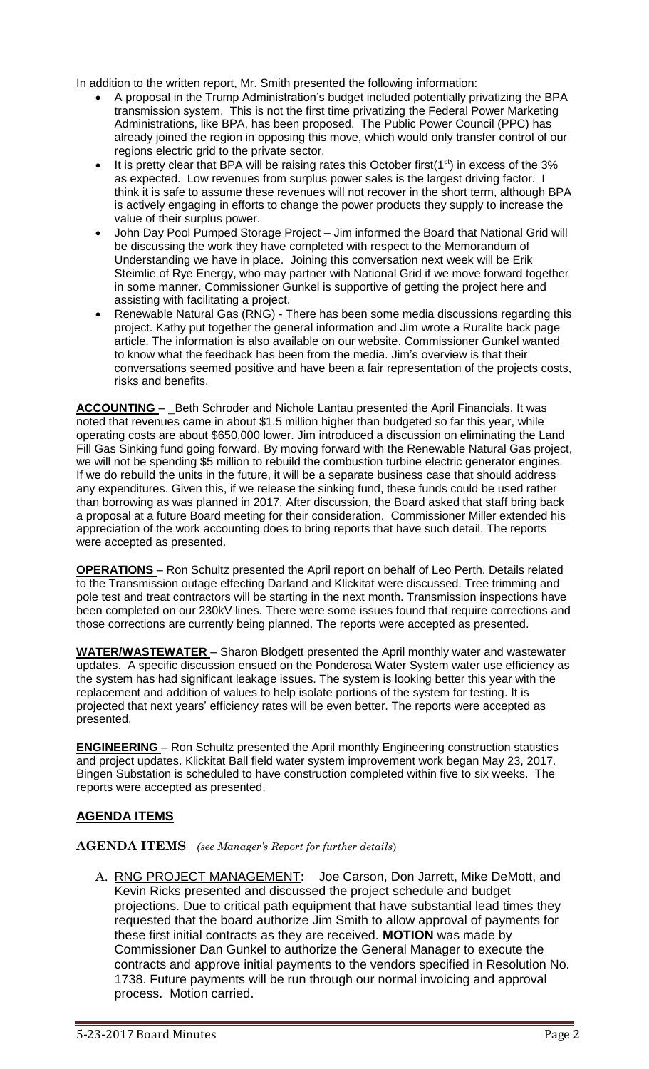In addition to the written report, Mr. Smith presented the following information:

- A proposal in the Trump Administration's budget included potentially privatizing the BPA transmission system. This is not the first time privatizing the Federal Power Marketing Administrations, like BPA, has been proposed. The Public Power Council (PPC) has already joined the region in opposing this move, which would only transfer control of our regions electric grid to the private sector.
- It is pretty clear that BPA will be raising rates this October first(1st) in excess of the 3% as expected. Low revenues from surplus power sales is the largest driving factor. I think it is safe to assume these revenues will not recover in the short term, although BPA is actively engaging in efforts to change the power products they supply to increase the value of their surplus power.
- John Day Pool Pumped Storage Project – Jim informed the Board that National Grid will be discussing the work they have completed with respect to the Memorandum of Understanding we have in place. Joining this conversation next week will be Erik Steimlie of Rye Energy, who may partner with National Grid if we move forward together in some manner. Commissioner Gunkel is supportive of getting the project here and assisting with facilitating a project.
- Renewable Natural Gas (RNG) - There has been some media discussions regarding this project. Kathy put together the general information and Jim wrote a Ruralite back page article. The information is also available on our website. Commissioner Gunkel wanted to know what the feedback has been from the media. Jim's overview is that their conversations seemed positive and have been a fair representation of the projects costs, risks and benefits.

**ACCOUNTING** – _Beth Schroder and Nichole Lantau presented the April Financials. It was noted that revenues came in about $1.5 million higher than budgeted so far this year, while operating costs are about $650,000 lower. Jim introduced a discussion on eliminating the Land Fill Gas Sinking fund going forward. By moving forward with the Renewable Natural Gas project, we will not be spending $5 million to rebuild the combustion turbine electric generator engines. If we do rebuild the units in the future, it will be a separate business case that should address any expenditures. Given this, if we release the sinking fund, these funds could be used rather than borrowing as was planned in 2017. After discussion, the Board asked that staff bring back a proposal at a future Board meeting for their consideration. Commissioner Miller extended his appreciation of the work accounting does to bring reports that have such detail. The reports were accepted as presented.

**OPERATIONS** – Ron Schultz presented the April report on behalf of Leo Perth. Details related to the Transmission outage effecting Darland and Klickitat were discussed. Tree trimming and pole test and treat contractors will be starting in the next month. Transmission inspections have been completed on our 230kV lines. There were some issues found that require corrections and those corrections are currently being planned. The reports were accepted as presented.

**WATER/WASTEWATER** – Sharon Blodgett presented the April monthly water and wastewater updates. A specific discussion ensued on the Ponderosa Water System water use efficiency as the system has had significant leakage issues. The system is looking better this year with the replacement and addition of values to help isolate portions of the system for testing. It is projected that next years' efficiency rates will be even better. The reports were accepted as presented.

**ENGINEERING** – Ron Schultz presented the April monthly Engineering construction statistics and project updates. Klickitat Ball field water system improvement work began May 23, 2017. Bingen Substation is scheduled to have construction completed within five to six weeks. The reports were accepted as presented.

## AGENDA ITEMS

**AGENDA ITEMS** *(see Manager's Report for further details)*

A. RNG PROJECT MANAGEMENT**:** Joe Carson, Don Jarrett, Mike DeMott, and Kevin Ricks presented and discussed the project schedule and budget projections. Due to critical path equipment that have substantial lead times they requested that the board authorize Jim Smith to allow approval of payments for these first initial contracts as they are received. **MOTION** was made by Commissioner Dan Gunkel to authorize the General Manager to execute the contracts and approve initial payments to the vendors specified in Resolution No. 1738. Future payments will be run through our normal invoicing and approval process. Motion carried.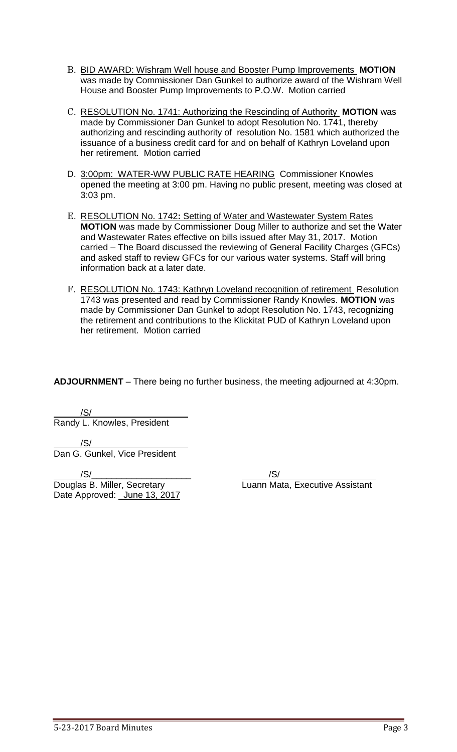B. BID AWARD: Wishram Well house and Booster Pump Improvements **MOTION** was made by Commissioner Dan Gunkel to authorize award of the Wishram Well House and Booster Pump Improvements to P.O.W. Motion carried

C. RESOLUTION No. 1741: Authorizing the Rescinding of Authority **MOTION** was made by Commissioner Dan Gunkel to adopt Resolution No. 1741, thereby authorizing and rescinding authority of resolution No. 1581 which authorized the issuance of a business credit card for and on behalf of Kathryn Loveland upon her retirement. Motion carried

D. 3:00pm: WATER-WW PUBLIC RATE HEARING Commissioner Knowles opened the meeting at 3:00 pm. Having no public present, meeting was closed at 3:03 pm.

E. RESOLUTION No. 1742**:** Setting of Water and Wastewater System Rates **MOTION** was made by Commissioner Doug Miller to authorize and set the Water and Wastewater Rates effective on bills issued after May 31, 2017. Motion carried – The Board discussed the reviewing of General Facility Charges (GFCs) and asked staff to review GFCs for our various water systems. Staff will bring information back at a later date.

F. RESOLUTION No. 1743: Kathryn Loveland recognition of retirement Resolution 1743 was presented and read by Commissioner Randy Knowles. **MOTION** was made by Commissioner Dan Gunkel to adopt Resolution No. 1743, recognizing the retirement and contributions to the Klickitat PUD of Kathryn Loveland upon her retirement. Motion carried

**ADJOURNMENT** – There being no further business, the meeting adjourned at 4:30pm.

/S/
Randy L. Knowles, President

/S/
Dan G. Gunkel, Vice President

/S/
Douglas B. Miller, Secretary
Date Approved: June 13, 2017

/S/
Luann Mata, Executive Assistant